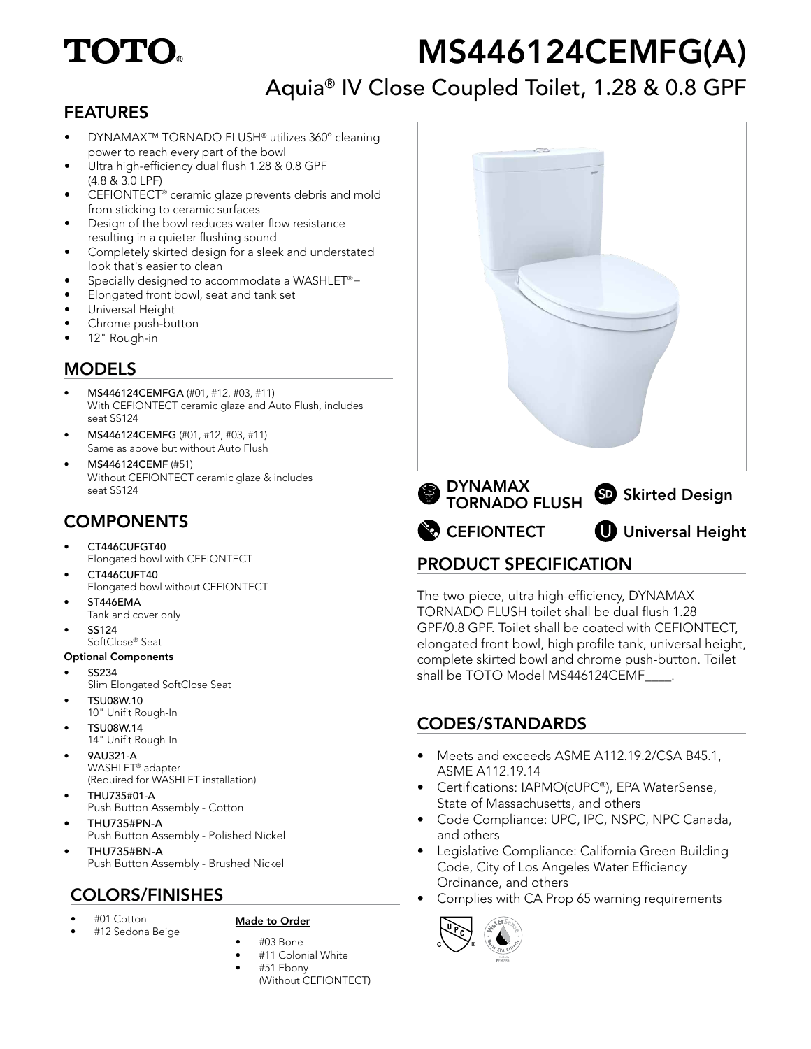# TOTO®

# MS446124CEMFG(A)

## Aquia® IV Close Coupled Toilet, 1.28 & 0.8 GPF

## FEATURES

- DYNAMAX™ TORNADO FLUSH® utilizes 360º cleaning power to reach every part of the bowl
- Ultra high-efficiency dual flush 1.28 & 0.8 GPF (4.8 & 3.0 LPF)
- CEFIONTECT® ceramic glaze prevents debris and mold from sticking to ceramic surfaces
- Design of the bowl reduces water flow resistance resulting in a quieter flushing sound
- Completely skirted design for a sleek and understated look that's easier to clean
- Specially designed to accommodate a WASHLET®+
- Elongated front bowl, seat and tank set
- Universal Height
- Chrome push-button
- 12" Rough-in

## MODELS

- **MS446124CEMFGA** (#01, #12, #03, #11)
  With CEFIONTECT ceramic glaze and Auto Flush, includes seat SS124
- **MS446124CEMFG** (#01, #12, #03, #11)
  Same as above but without Auto Flush
- **MS446124CEMF** (#51)
  Without CEFIONTECT ceramic glaze & includes seat SS124

## COMPONENTS

- **CT446CUFGT40**
  Elongated bowl with CEFIONTECT
- **CT446CUFT40**
  Elongated bowl without CEFIONTECT
- **ST446EMA**
  Tank and cover only
- **SS124**
  SoftClose® Seat

**Optional Components**

- **SS234**
  Slim Elongated SoftClose Seat
- **TSU08W.10**
  10" Unifit Rough-In
- **TSU08W.14**
  14" Unifit Rough-In
- **9AU321-A**
  WASHLET® adapter
  (Required for WASHLET installation)
- **THU735#01-A**
  Push Button Assembly - Cotton
- **THU735#PN-A**
  Push Button Assembly - Polished Nickel
- **THU735#BN-A**
  Push Button Assembly - Brushed Nickel

## COLORS/FINISHES

- #01 Cotton
- #12 Sedona Beige

**Made to Order**

- #03 Bone
- #11 Colonial White
- #51 Ebony
  (Without CEFIONTECT)

DYNAMAX TORNADO FLUSH | Skirted Design | CEFIONTECT | Universal Height

## PRODUCT SPECIFICATION

The two-piece, ultra high-efficiency, DYNAMAX TORNADO FLUSH toilet shall be dual flush 1.28 GPF/0.8 GPF. Toilet shall be coated with CEFIONTECT, elongated front bowl, high profile tank, universal height, complete skirted bowl and chrome push-button. Toilet shall be TOTO Model MS446124CEMF____.

## CODES/STANDARDS

- Meets and exceeds ASME A112.19.2/CSA B45.1, ASME A112.19.14
- Certifications: IAPMO(cUPC®), EPA WaterSense, State of Massachusetts, and others
- Code Compliance: UPC, IPC, NSPC, NPC Canada, and others
- Legislative Compliance: California Green Building Code, City of Los Angeles Water Efficiency Ordinance, and others
- Complies with CA Prop 65 warning requirements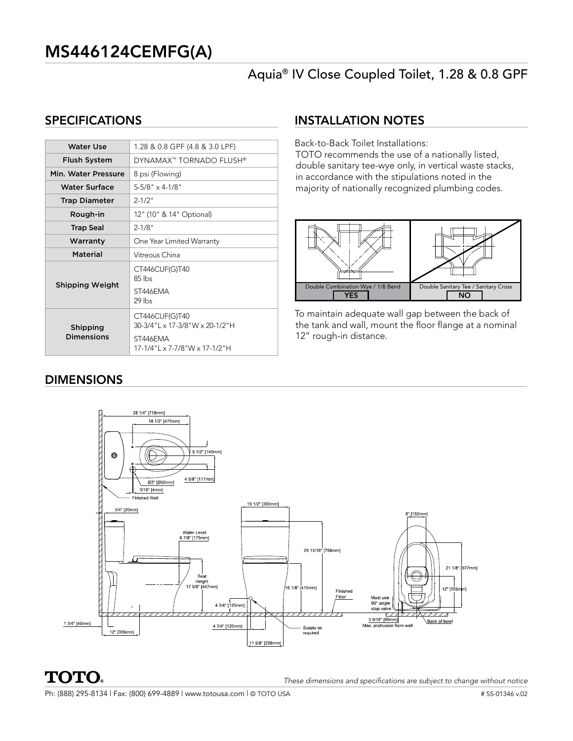# MS446124CEMFG(A)

## Aquia® IV Close Coupled Toilet, 1.28 & 0.8 GPF

## SPECIFICATIONS

| | |
|---|---|
| **Water Use** | 1.28 & 0.8 GPF (4.8 & 3.0 LPF) |
| **Flush System** | DYNAMAX™ TORNADO FLUSH® |
| **Min. Water Pressure** | 8 psi (Flowing) |
| **Water Surface** | 5-5/8" x 4-1/8" |
| **Trap Diameter** | 2-1/2" |
| **Rough-in** | 12" (10" & 14" Optional) |
| **Trap Seal** | 2-1/8" |
| **Warranty** | One Year Limited Warranty |
| **Material** | Vitreous China |
| **Shipping Weight** | CT446CUF(G)T40 85 lbs<br>ST446EMA 29 lbs |
| **Shipping Dimensions** | CT446CUF(G)T40 30-3/4"L x 17-3/8"W x 20-1/2"H<br>ST446EMA 17-1/4"L x 7-7/8"W x 17-1/2"H |

## INSTALLATION NOTES

Back-to-Back Toilet Installations:
TOTO recommends the use of a nationally listed, double sanitary tee-wye only, in vertical waste stacks, in accordance with the stipulations noted in the majority of nationally recognized plumbing codes.

Double Combination Wye / 1/8 Bend
YES

Double Sanitary Tee / Sanitary Cross
NO

To maintain adequate wall gap between the back of the tank and wall, mount the floor flange at a nominal 12" rough-in distance.

## DIMENSIONS

28 1/4" [718mm]
18 1/2" [470mm]
5 1/2" [140mm]
4 5/8" [117mm]
Ø2" [Ø50mm]
3/16" [4mm]
Finished Wall
3/4" [20mm]
Water Level 6 7/8" [175mm]
Seat Height 17 5/8" [447mm]
1 3/4" [45mm]
12" [305mm]
15 1/2" [393mm]
29 13/16" [758mm]
16 1/8" [410mm]
4 3/4" [120mm]
4 3/4" [120mm]
11 5/8" [296mm]
Supply as required
Finished Floor
6" [152mm]
21 1/8" [537mm]
12" [305mm]
Must use 90° angle stop valve
3 9/16" [90mm]
Max. protrusion from wall
Back of bowl

*These dimensions and specifications are subject to change without notice*

Ph: (888) 295-8134 | Fax: (800) 699-4889 | www.totousa.com | © TOTO USA

# SS-01346 v.02